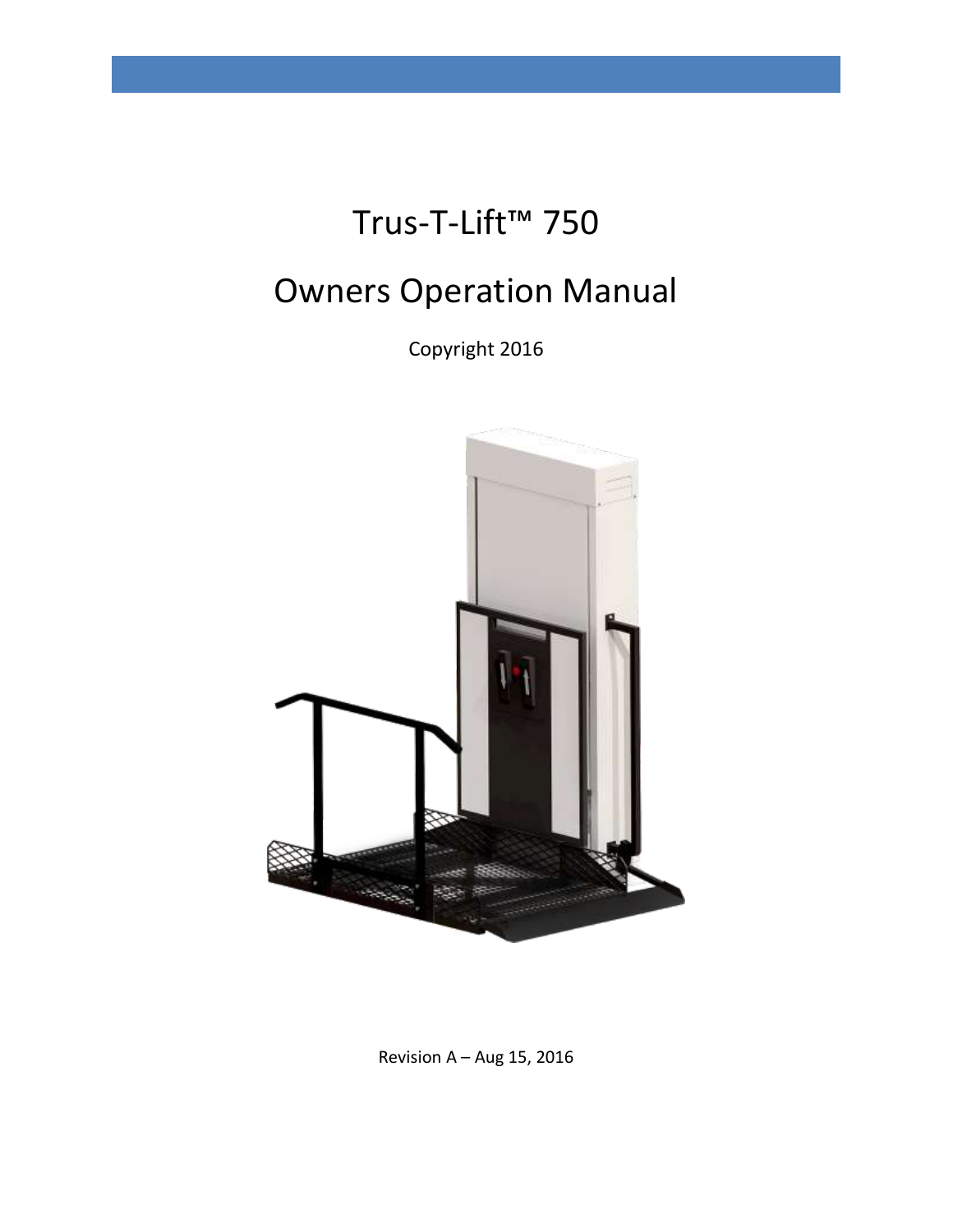# Trus-T-Lift™ 750

# Owners Operation Manual

Copyright 2016

Revision A – Aug 15, 2016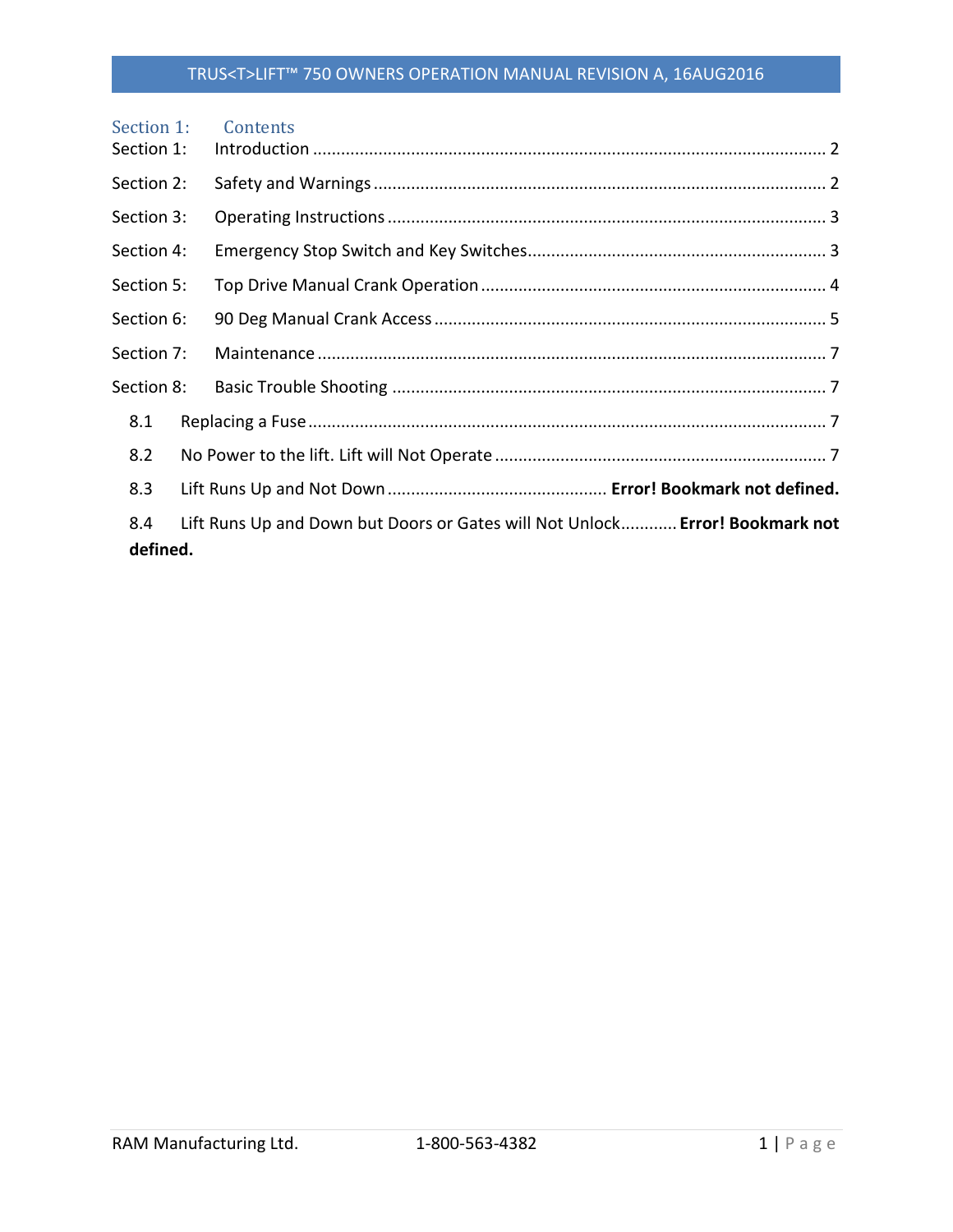## Section 1: Contents

Section 1: Introduction ........................................................................................................ 2

Section 2: Safety and Warnings .............................................................................................. 2

Section 3: Operating Instructions ........................................................................................... 3

Section 4: Emergency Stop Switch and Key Switches............................................................... 3

Section 5: Top Drive Manual Crank Operation ........................................................................ 4

Section 6: 90 Deg Manual Crank Access .................................................................................. 5

Section 7: Maintenance ......................................................................................................... 7

Section 8: Basic Trouble Shooting .......................................................................................... 7

- 8.1 Replacing a Fuse ............................................................................................................ 7
- 8.2 No Power to the lift. Lift will Not Operate ..................................................................... 7
- 8.3 Lift Runs Up and Not Down .............................................. **Error! Bookmark not defined.**
- 8.4 Lift Runs Up and Down but Doors or Gates will Not Unlock........... **Error! Bookmark not defined.**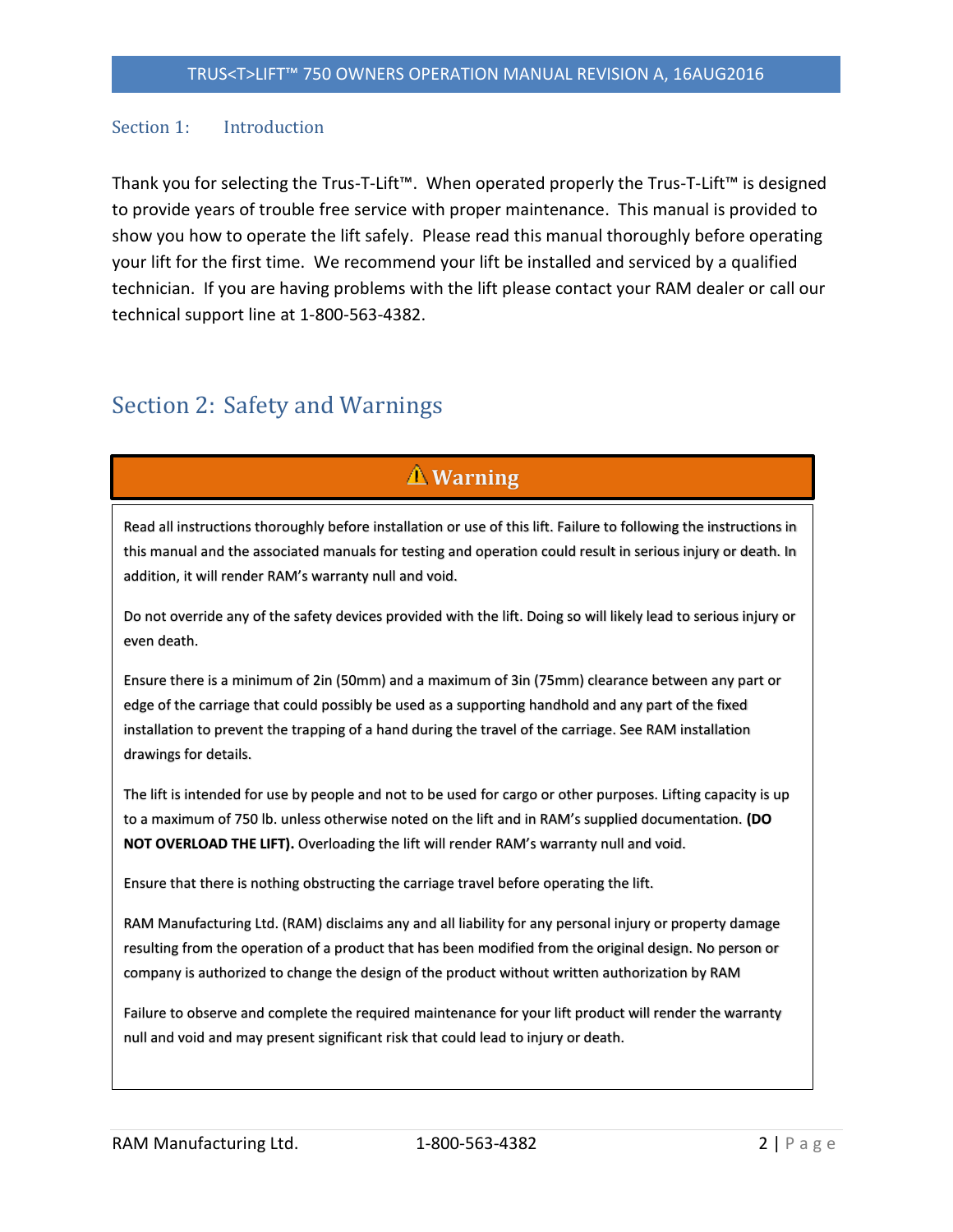## Section 1: Introduction

Thank you for selecting the Trus-T-Lift™. When operated properly the Trus-T-Lift™ is designed to provide years of trouble free service with proper maintenance. This manual is provided to show you how to operate the lift safely. Please read this manual thoroughly before operating your lift for the first time. We recommend your lift be installed and serviced by a qualified technician. If you are having problems with the lift please contact your RAM dealer or call our technical support line at 1-800-563-4382.

## Section 2: Safety and Warnings

**⚠ Warning**

Read all instructions thoroughly before installation or use of this lift. Failure to following the instructions in this manual and the associated manuals for testing and operation could result in serious injury or death. In addition, it will render RAM's warranty null and void.

Do not override any of the safety devices provided with the lift. Doing so will likely lead to serious injury or even death.

Ensure there is a minimum of 2in (50mm) and a maximum of 3in (75mm) clearance between any part or edge of the carriage that could possibly be used as a supporting handhold and any part of the fixed installation to prevent the trapping of a hand during the travel of the carriage. See RAM installation drawings for details.

The lift is intended for use by people and not to be used for cargo or other purposes. Lifting capacity is up to a maximum of 750 lb. unless otherwise noted on the lift and in RAM's supplied documentation. **(DO NOT OVERLOAD THE LIFT).** Overloading the lift will render RAM's warranty null and void.

Ensure that there is nothing obstructing the carriage travel before operating the lift.

RAM Manufacturing Ltd. (RAM) disclaims any and all liability for any personal injury or property damage resulting from the operation of a product that has been modified from the original design. No person or company is authorized to change the design of the product without written authorization by RAM

Failure to observe and complete the required maintenance for your lift product will render the warranty null and void and may present significant risk that could lead to injury or death.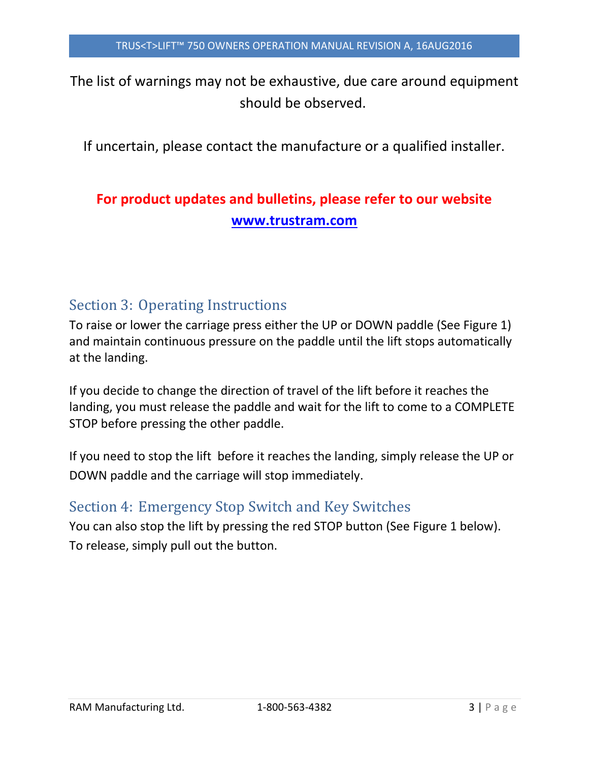The list of warnings may not be exhaustive, due care around equipment should be observed.

If uncertain, please contact the manufacture or a qualified installer.

**For product updates and bulletins, please refer to our website**
**[www.trustram.com](http://www.trustram.com)**

## Section 3: Operating Instructions

To raise or lower the carriage press either the UP or DOWN paddle (See Figure 1) and maintain continuous pressure on the paddle until the lift stops automatically at the landing.

If you decide to change the direction of travel of the lift before it reaches the landing, you must release the paddle and wait for the lift to come to a COMPLETE STOP before pressing the other paddle.

If you need to stop the lift before it reaches the landing, simply release the UP or DOWN paddle and the carriage will stop immediately.

## Section 4: Emergency Stop Switch and Key Switches

You can also stop the lift by pressing the red STOP button (See Figure 1 below). To release, simply pull out the button.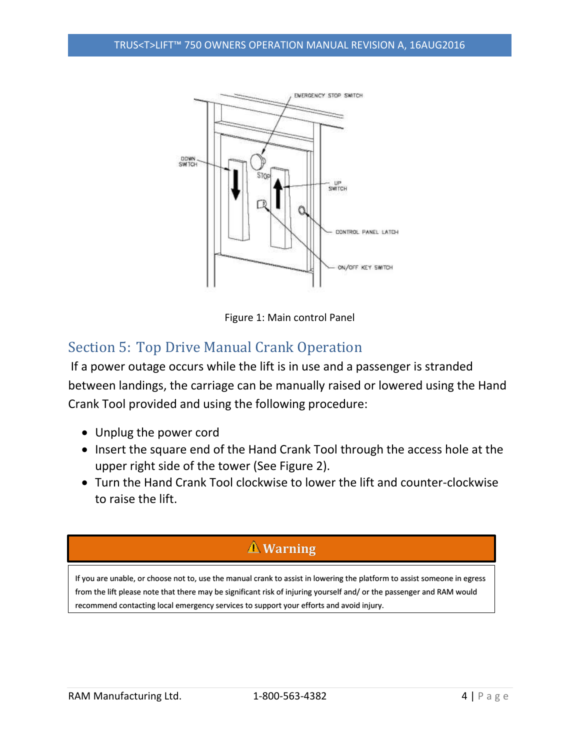Figure 1: Main control Panel

## Section 5: Top Drive Manual Crank Operation

If a power outage occurs while the lift is in use and a passenger is stranded between landings, the carriage can be manually raised or lowered using the Hand Crank Tool provided and using the following procedure:

- Unplug the power cord
- Insert the square end of the Hand Crank Tool through the access hole at the upper right side of the tower (See Figure 2).
- Turn the Hand Crank Tool clockwise to lower the lift and counter-clockwise to raise the lift.

**⚠ Warning**

If you are unable, or choose not to, use the manual crank to assist in lowering the platform to assist someone in egress from the lift please note that there may be significant risk of injuring yourself and/ or the passenger and RAM would recommend contacting local emergency services to support your efforts and avoid injury.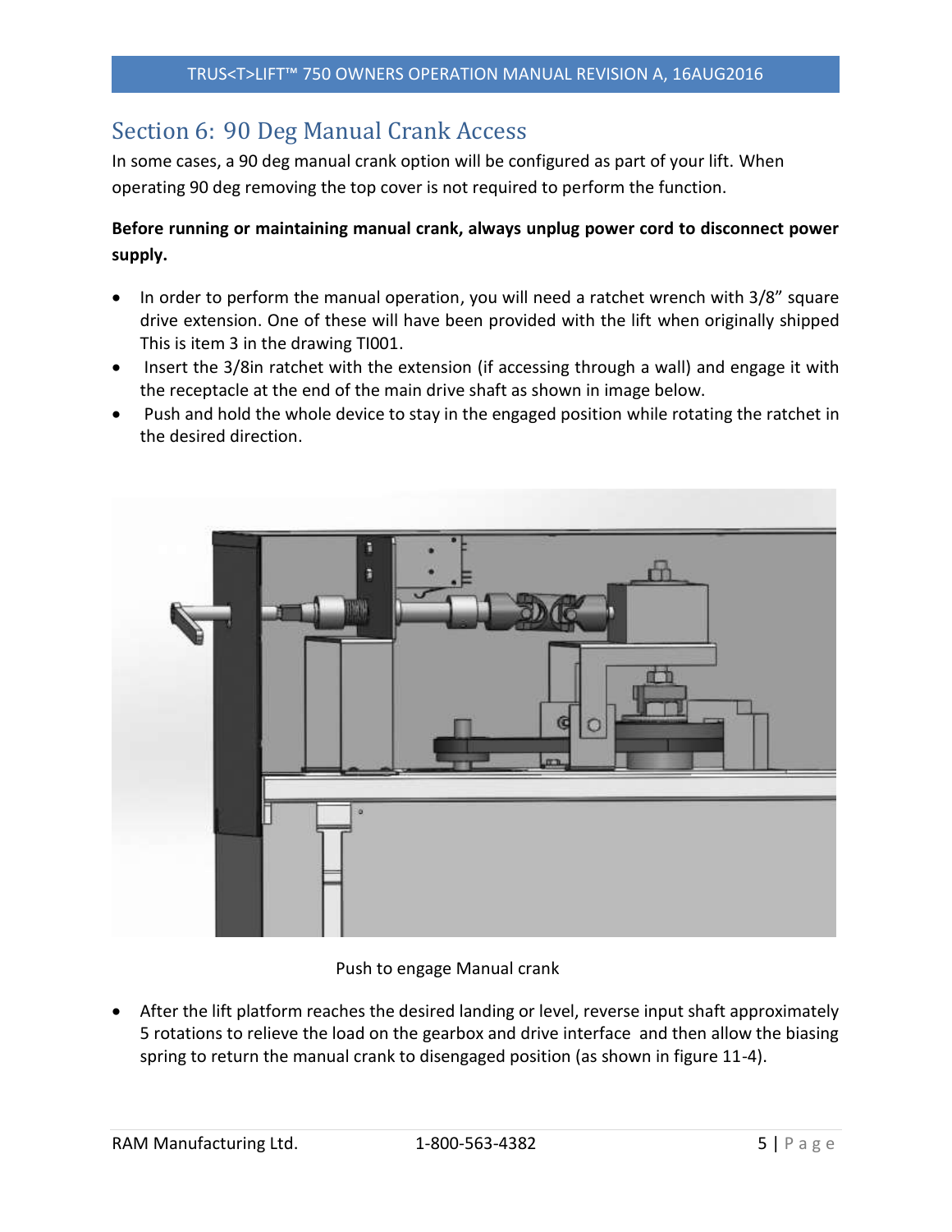## Section 6: 90 Deg Manual Crank Access

In some cases, a 90 deg manual crank option will be configured as part of your lift. When operating 90 deg removing the top cover is not required to perform the function.

**Before running or maintaining manual crank, always unplug power cord to disconnect power supply.**

- In order to perform the manual operation, you will need a ratchet wrench with 3/8" square drive extension. One of these will have been provided with the lift when originally shipped This is item 3 in the drawing TI001.
- Insert the 3/8in ratchet with the extension (if accessing through a wall) and engage it with the receptacle at the end of the main drive shaft as shown in image below.
- Push and hold the whole device to stay in the engaged position while rotating the ratchet in the desired direction.

Push to engage Manual crank

- After the lift platform reaches the desired landing or level, reverse input shaft approximately 5 rotations to relieve the load on the gearbox and drive interface and then allow the biasing spring to return the manual crank to disengaged position (as shown in figure 11-4).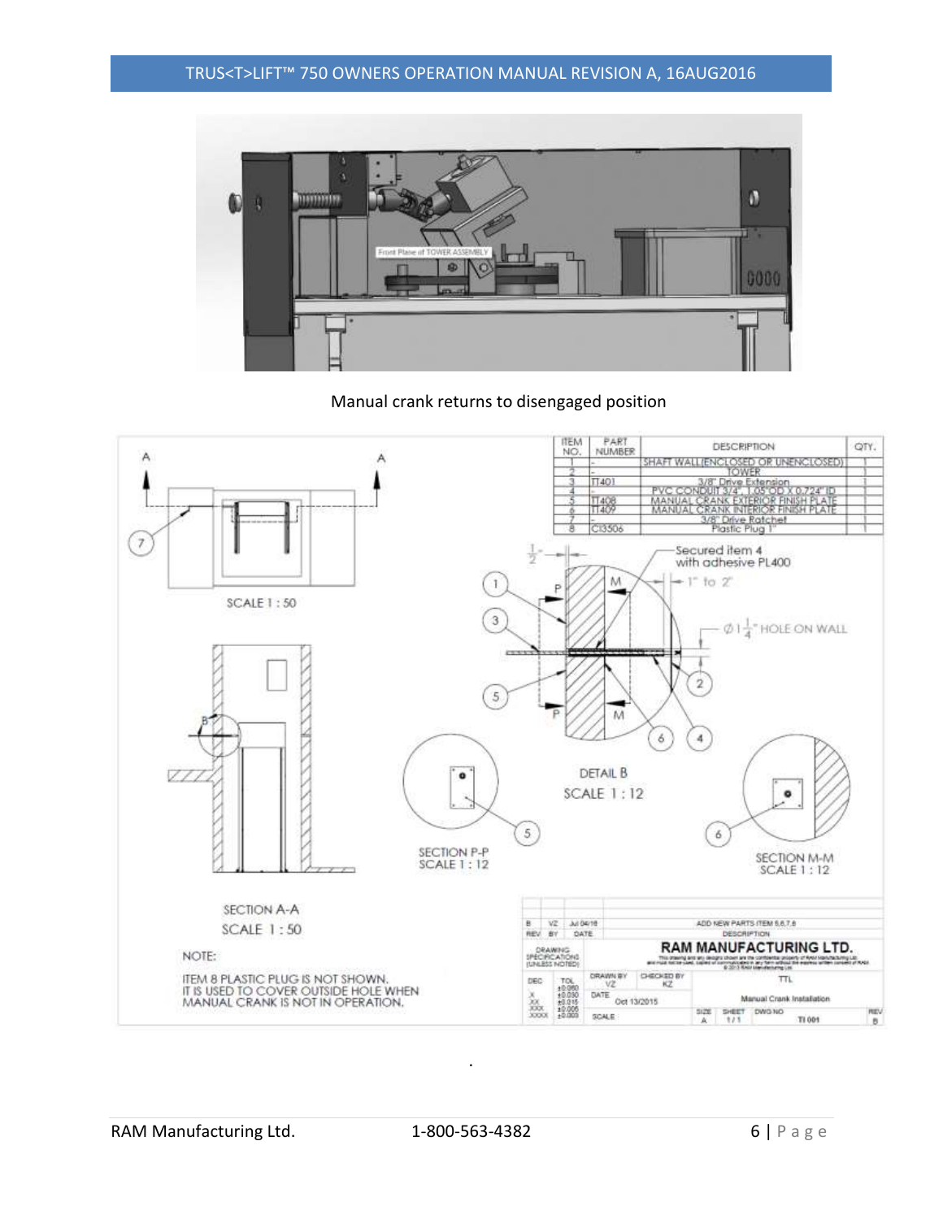Manual crank returns to disengaged position

| ITEM NO. | PART NUMBER | DESCRIPTION | QTY. |
|---|---|---|---|
| 1 | - | SHAFT WALL(ENCLOSED OR UNENCLOSED) | 1 |
| 2 | - | TOWER | 1 |
| 3 | TT401 | 3/8" Drive Extension | 1 |
| 4 | - | PVC CONDUIT 3/4", 1.05"OD X 0.724" ID | 1 |
| 5 | TT408 | MANUAL CRANK EXTERIOR FINISH PLATE | 1 |
| 6 | TT409 | MANUAL CRANK INTERIOR FINISH PLATE | 1 |
| 7 | - | 3/8" Drive Ratchet | 1 |
| 8 | CI3506 | Plastic Plug 1" | 1 |

Secured item 4 with adhesive PL400

1" to 2"

$\varnothing 1\frac{1}{4}$" HOLE ON WALL

SCALE 1 : 50

DETAIL B
SCALE 1 : 12

SECTION P-P
SCALE 1 : 12

SECTION M-M
SCALE 1 : 12

SECTION A-A
SCALE 1 : 50

NOTE:

ITEM 8 PLASTIC PLUG IS NOT SHOWN.
IT IS USED TO COVER OUTSIDE HOLE WHEN MANUAL CRANK IS NOT IN OPERATION.

| REV | BY | DATE | DESCRIPTION |
|---|---|---|---|
| B | VZ | Jul 04/16 | ADD NEW PARTS ITEM 6,6,7,8 |

RAM MANUFACTURING LTD.

DRAWN BY: VZ — CHECKED BY: KZ — DATE: Oct 13/2015 — TTL — Manual Crank Installation — SIZE: A — SHEET: 1/1 — DWG NO: TI 001 — REV: B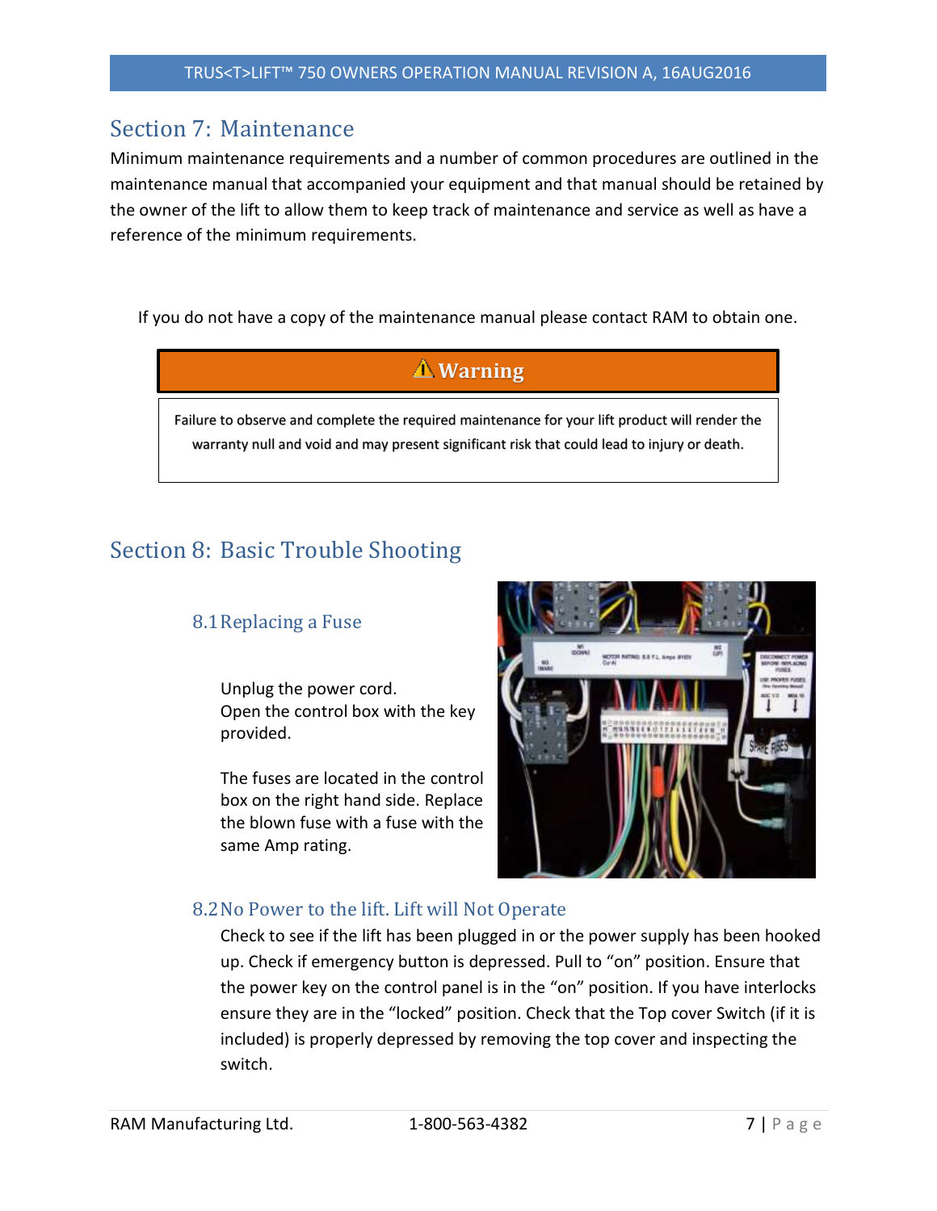## Section 7: Maintenance

Minimum maintenance requirements and a number of common procedures are outlined in the maintenance manual that accompanied your equipment and that manual should be retained by the owner of the lift to allow them to keep track of maintenance and service as well as have a reference of the minimum requirements.

If you do not have a copy of the maintenance manual please contact RAM to obtain one.

| ⚠ Warning |
|---|
| Failure to observe and complete the required maintenance for your lift product will render the warranty null and void and may present significant risk that could lead to injury or death. |

## Section 8: Basic Trouble Shooting

### 8.1 Replacing a Fuse

Unplug the power cord.
Open the control box with the key provided.

The fuses are located in the control box on the right hand side. Replace the blown fuse with a fuse with the same Amp rating.

### 8.2 No Power to the lift. Lift will Not Operate

Check to see if the lift has been plugged in or the power supply has been hooked up. Check if emergency button is depressed. Pull to "on" position. Ensure that the power key on the control panel is in the "on" position. If you have interlocks ensure they are in the "locked" position. Check that the Top cover Switch (if it is included) is properly depressed by removing the top cover and inspecting the switch.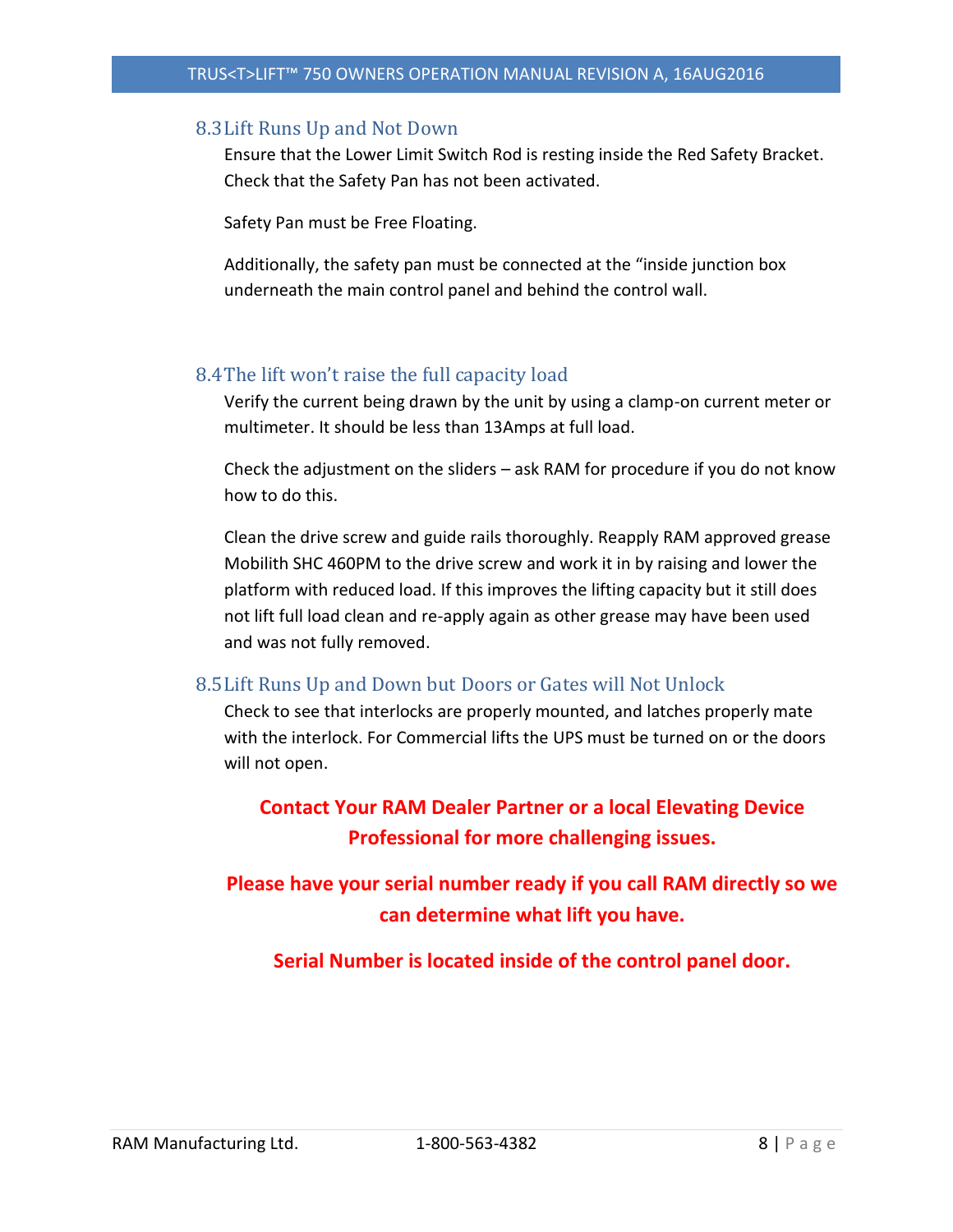## 8.3 Lift Runs Up and Not Down

Ensure that the Lower Limit Switch Rod is resting inside the Red Safety Bracket. Check that the Safety Pan has not been activated.

Safety Pan must be Free Floating.

Additionally, the safety pan must be connected at the “inside junction box underneath the main control panel and behind the control wall.

## 8.4 The lift won’t raise the full capacity load

Verify the current being drawn by the unit by using a clamp-on current meter or multimeter. It should be less than 13Amps at full load.

Check the adjustment on the sliders – ask RAM for procedure if you do not know how to do this.

Clean the drive screw and guide rails thoroughly. Reapply RAM approved grease Mobilith SHC 460PM to the drive screw and work it in by raising and lower the platform with reduced load. If this improves the lifting capacity but it still does not lift full load clean and re-apply again as other grease may have been used and was not fully removed.

## 8.5 Lift Runs Up and Down but Doors or Gates will Not Unlock

Check to see that interlocks are properly mounted, and latches properly mate with the interlock. For Commercial lifts the UPS must be turned on or the doors will not open.

**Contact Your RAM Dealer Partner or a local Elevating Device Professional for more challenging issues.**

**Please have your serial number ready if you call RAM directly so we can determine what lift you have.**

**Serial Number is located inside of the control panel door.**